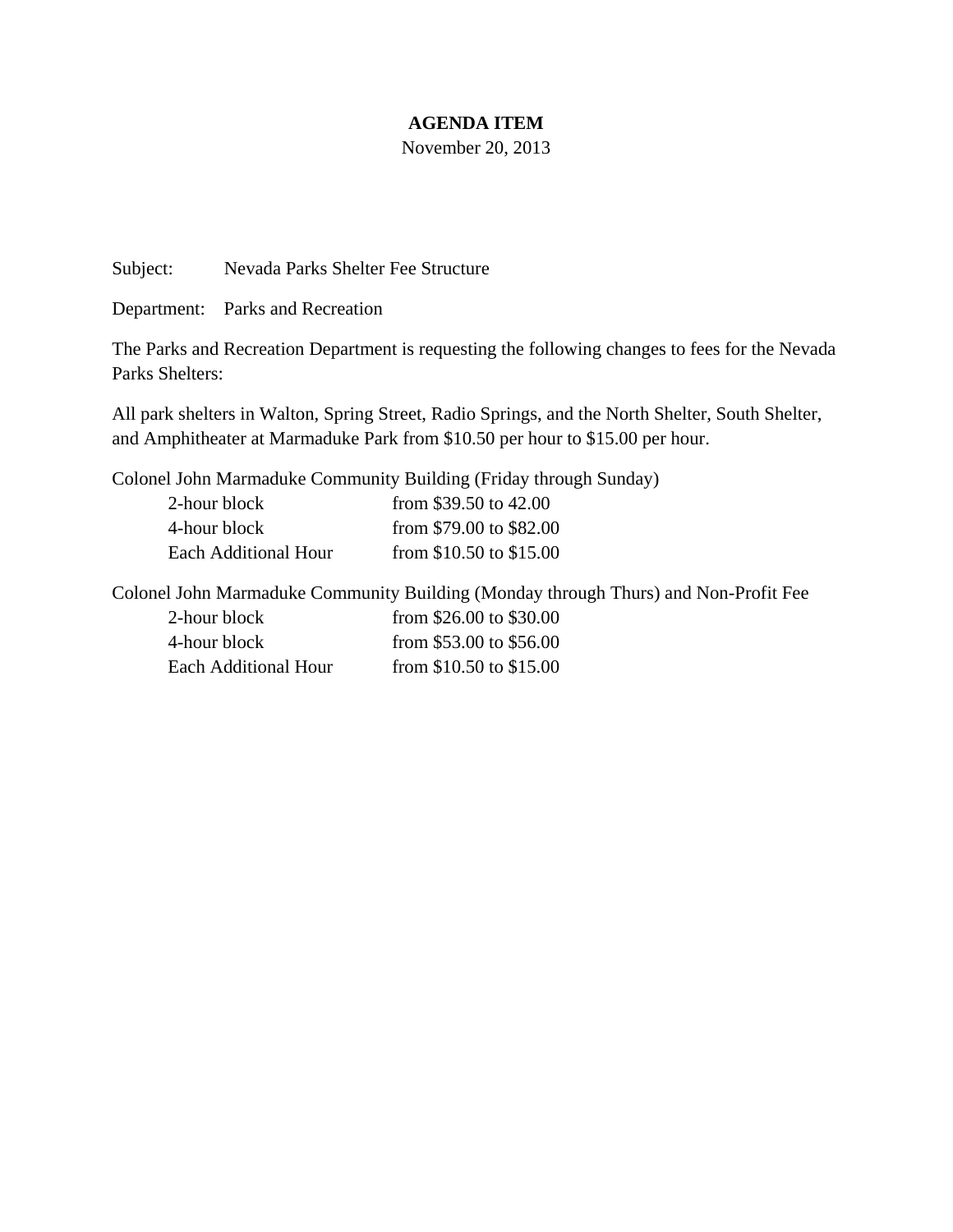**AGENDA ITEM**

November 20, 2013

Subject: Nevada Parks Shelter Fee Structure

Department: Parks and Recreation

The Parks and Recreation Department is requesting the following changes to fees for the Nevada Parks Shelters:

All park shelters in Walton, Spring Street, Radio Springs, and the North Shelter, South Shelter, and Amphitheater at Marmaduke Park from $10.50 per hour to $15.00 per hour.

Colonel John Marmaduke Community Building (Friday through Sunday)

| | |
|---|---|
| 2-hour block | from $39.50 to 42.00 |
| 4-hour block | from $79.00 to $82.00 |
| Each Additional Hour | from $10.50 to $15.00 |

Colonel John Marmaduke Community Building (Monday through Thurs) and Non-Profit Fee

| | |
|---|---|
| 2-hour block | from $26.00 to $30.00 |
| 4-hour block | from $53.00 to $56.00 |
| Each Additional Hour | from $10.50 to $15.00 |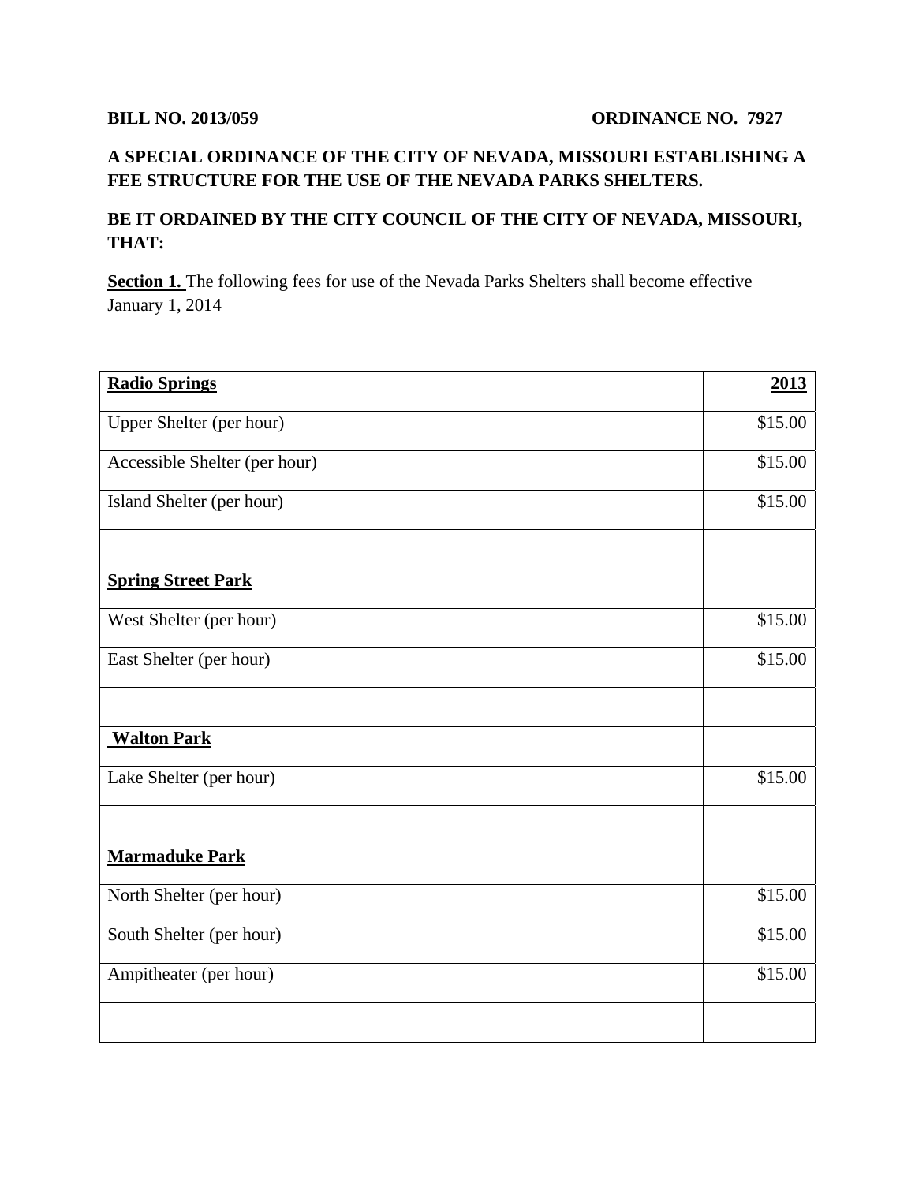**BILL NO. 2013/059** **ORDINANCE NO. 7927**

**A SPECIAL ORDINANCE OF THE CITY OF NEVADA, MISSOURI ESTABLISHING A FEE STRUCTURE FOR THE USE OF THE NEVADA PARKS SHELTERS.**

**BE IT ORDAINED BY THE CITY COUNCIL OF THE CITY OF NEVADA, MISSOURI, THAT:**

**Section 1.** The following fees for use of the Nevada Parks Shelters shall become effective January 1, 2014

| **Radio Springs** | **2013** |
|---|---|
| Upper Shelter (per hour) | $15.00 |
| Accessible Shelter (per hour) | $15.00 |
| Island Shelter (per hour) | $15.00 |
| | |
| **Spring Street Park** | |
| West Shelter (per hour) | $15.00 |
| East Shelter (per hour) | $15.00 |
| | |
| **Walton Park** | |
| Lake Shelter (per hour) | $15.00 |
| | |
| **Marmaduke Park** | |
| North Shelter (per hour) | $15.00 |
| South Shelter (per hour) | $15.00 |
| Ampitheater (per hour) | $15.00 |
| | |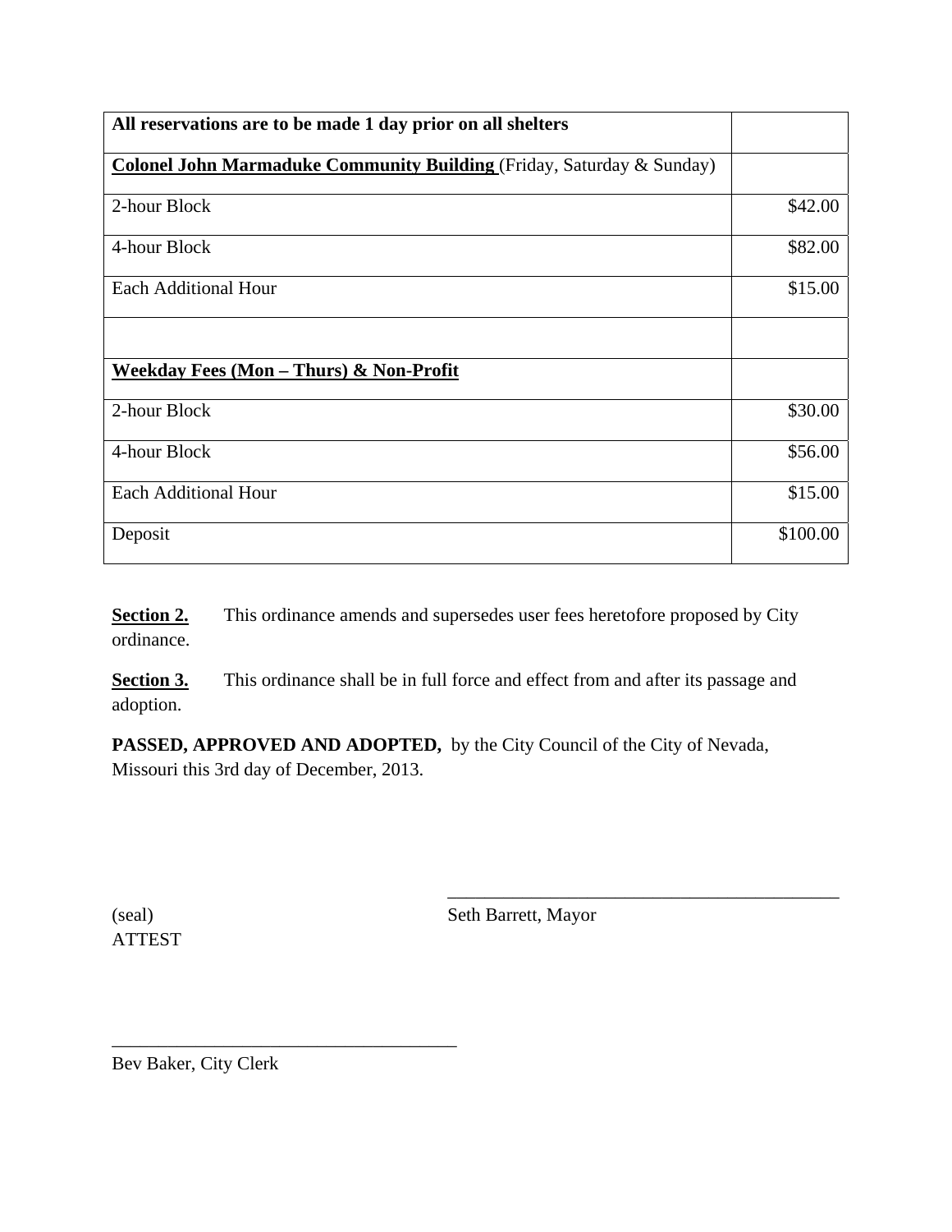| | |
|---|---|
| **All reservations are to be made 1 day prior on all shelters** | |
| **Colonel John Marmaduke Community Building** (Friday, Saturday & Sunday) | |
| 2-hour Block | $42.00 |
| 4-hour Block | $82.00 |
| Each Additional Hour | $15.00 |
| | |
| **Weekday Fees (Mon – Thurs) & Non-Profit** | |
| 2-hour Block | $30.00 |
| 4-hour Block | $56.00 |
| Each Additional Hour | $15.00 |
| Deposit | $100.00 |

**Section 2.** This ordinance amends and supersedes user fees heretofore proposed by City ordinance.

**Section 3.** This ordinance shall be in full force and effect from and after its passage and adoption.

**PASSED, APPROVED AND ADOPTED,** by the City Council of the City of Nevada, Missouri this 3rd day of December, 2013.

(seal)
ATTEST

\_\_\_\_\_\_\_\_\_\_\_\_\_\_\_\_\_\_\_\_\_\_\_\_\_\_\_\_\_\_\_\_\_\_\_\_\_\_\_\_\_
Seth Barrett, Mayor

\_\_\_\_\_\_\_\_\_\_\_\_\_\_\_\_\_\_\_\_\_\_\_\_\_\_\_\_\_\_\_\_\_\_\_\_\_\_\_\_\_
Bev Baker, City Clerk